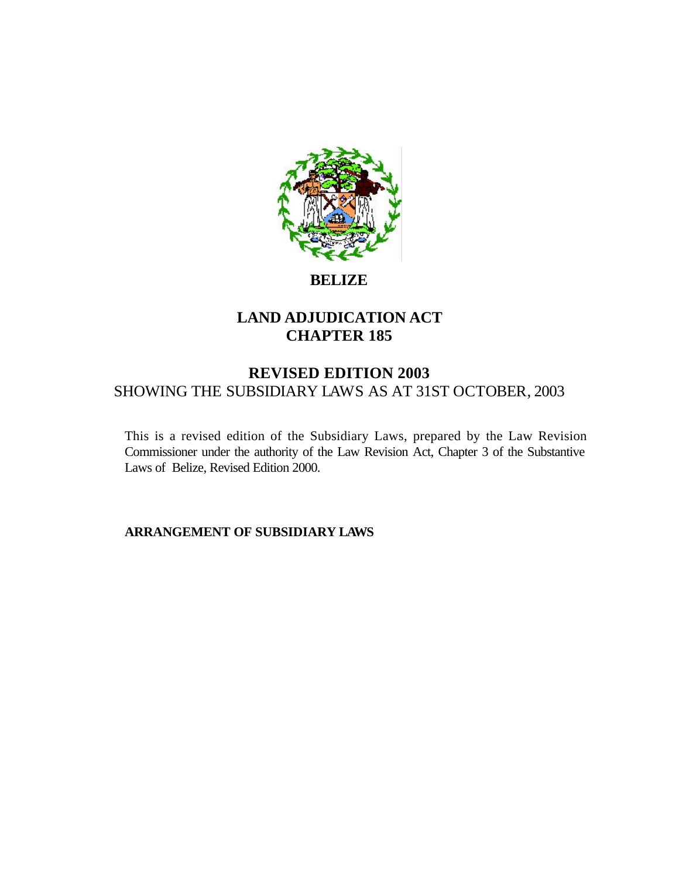# BELIZE

## LAND ADJUDICATION ACT
## CHAPTER 185

## REVISED EDITION 2003

SHOWING THE SUBSIDIARY LAWS AS AT 31ST OCTOBER, 2003

This is a revised edition of the Subsidiary Laws, prepared by the Law Revision Commissioner under the authority of the Law Revision Act, Chapter 3 of the Substantive Laws of Belize, Revised Edition 2000.

**ARRANGEMENT OF SUBSIDIARY LAWS**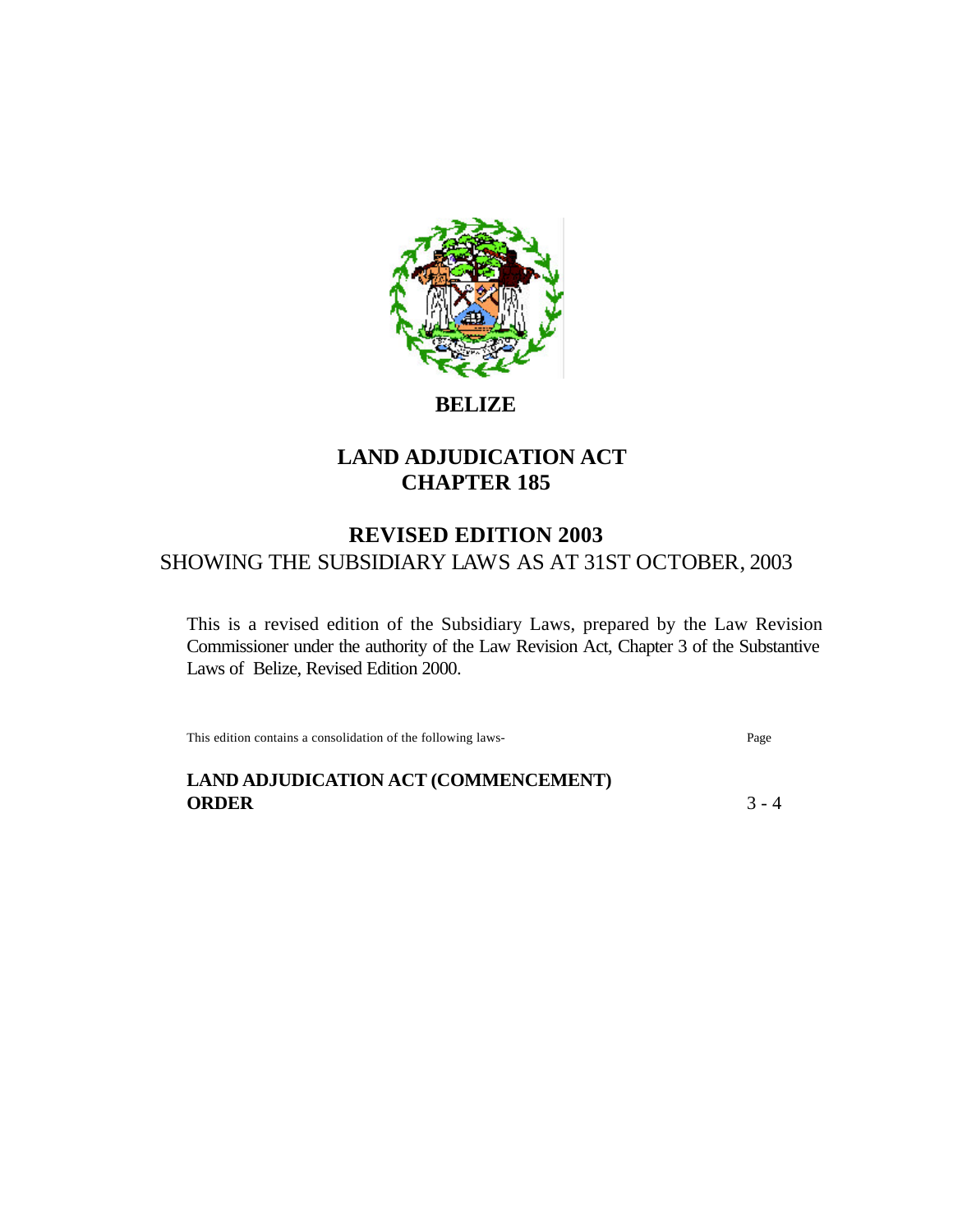# BELIZE

## LAND ADJUDICATION ACT
## CHAPTER 185

## REVISED EDITION 2003

SHOWING THE SUBSIDIARY LAWS AS AT 31ST OCTOBER, 2003

This is a revised edition of the Subsidiary Laws, prepared by the Law Revision Commissioner under the authority of the Law Revision Act, Chapter 3 of the Substantive Laws of Belize, Revised Edition 2000.

| This edition contains a consolidation of the following laws- | Page |
|---|---|
| **LAND ADJUDICATION ACT (COMMENCEMENT) ORDER** | 3 - 4 |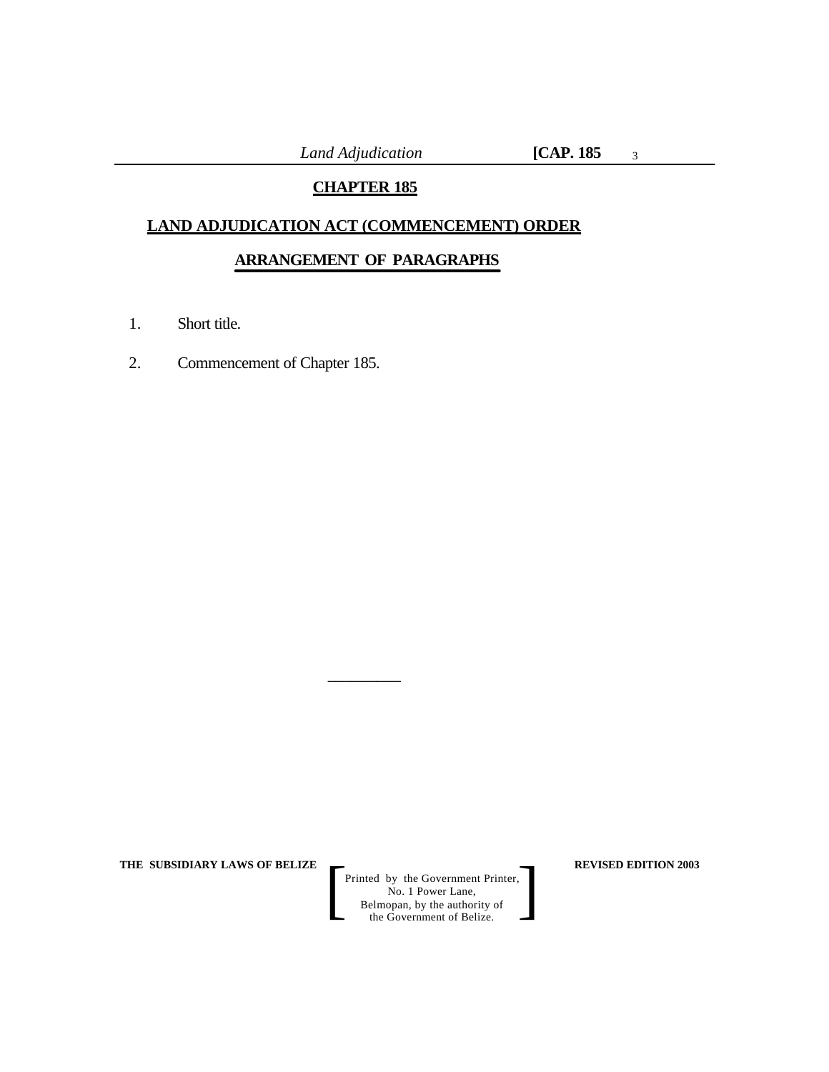## CHAPTER 185

## LAND ADJUDICATION ACT (COMMENCEMENT) ORDER

### ARRANGEMENT OF PARAGRAPHS

1. Short title.

2. Commencement of Chapter 185.

\_\_\_\_\_\_\_\_\_\_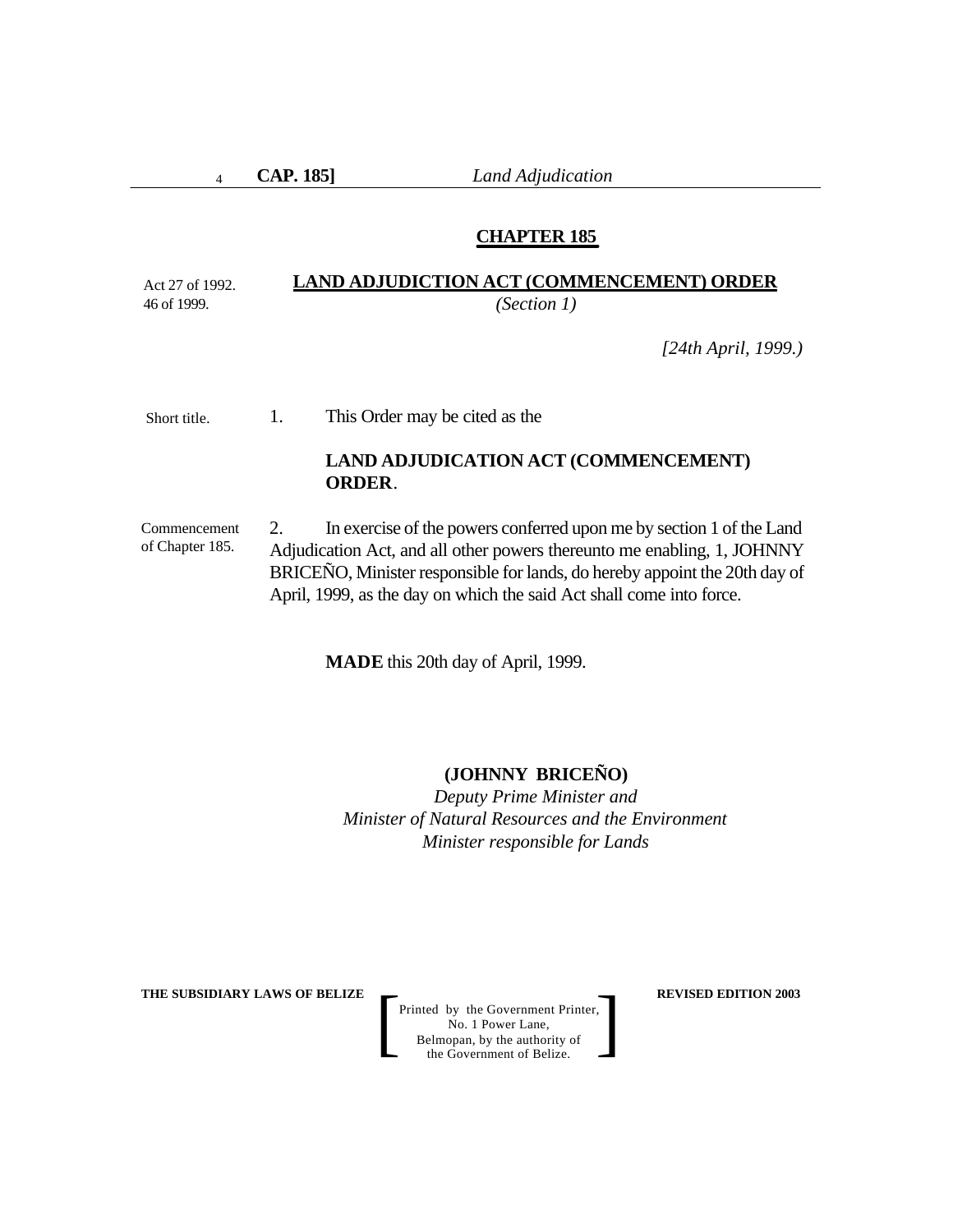## CHAPTER 185

Act 27 of 1992.
46 of 1999.

## LAND ADJUDICTION ACT (COMMENCEMENT) ORDER

*(Section 1)*

*[24th April, 1999.)*

Short title.

1. This Order may be cited as the

**LAND ADJUDICATION ACT (COMMENCEMENT) ORDER**.

Commencement of Chapter 185.

2. In exercise of the powers conferred upon me by section 1 of the Land Adjudication Act, and all other powers thereunto me enabling, 1, JOHNNY BRICEÑO, Minister responsible for lands, do hereby appoint the 20th day of April, 1999, as the day on which the said Act shall come into force.

**MADE** this 20th day of April, 1999.

**(JOHNNY BRICEÑO)**
*Deputy Prime Minister and*
*Minister of Natural Resources and the Environment*
*Minister responsible for Lands*